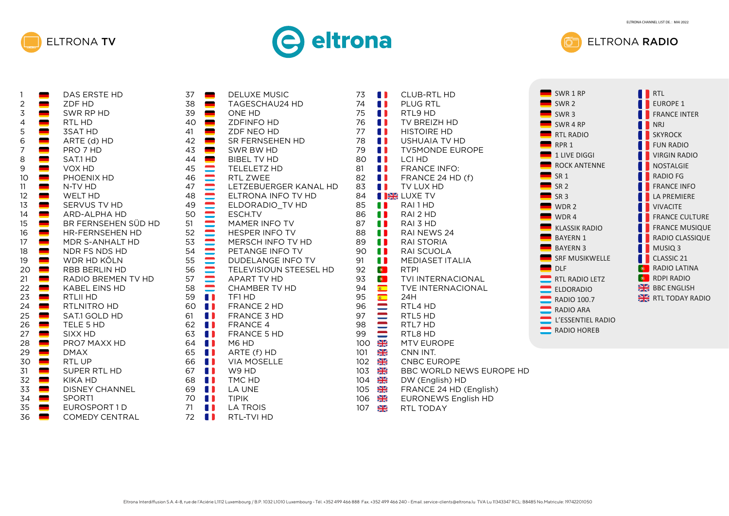ELTRONA CHANNEL LIST DE. : MAI 2022

# ELTRONA TV

| # | Channel |
|---|---|
| 1 | DAS ERSTE HD |
| 2 | ZDF HD |
| 3 | SWR RP HD |
| 4 | RTL HD |
| 5 | 3SAT HD |
| 6 | ARTE (d) HD |
| 7 | PRO 7 HD |
| 8 | SAT.1 HD |
| 9 | VOX HD |
| 10 | PHOENIX HD |
| 11 | N-TV HD |
| 12 | WELT HD |
| 13 | SERVUS TV HD |
| 14 | ARD-ALPHA HD |
| 15 | BR FERNSEHEN SÜD HD |
| 16 | HR-FERNSEHEN HD |
| 17 | MDR S-ANHALT HD |
| 18 | NDR FS NDS HD |
| 19 | WDR HD KÖLN |
| 20 | RBB BERLIN HD |
| 21 | RADIO BREMEN TV HD |
| 22 | KABEL EINS HD |
| 23 | RTLII HD |
| 24 | RTLNITRO HD |
| 25 | SAT.1 GOLD HD |
| 26 | TELE 5 HD |
| 27 | SIXX HD |
| 28 | PRO7 MAXX HD |
| 29 | DMAX |
| 30 | RTL UP |
| 31 | SUPER RTL HD |
| 32 | KIKA HD |
| 33 | DISNEY CHANNEL |
| 34 | SPORT1 |
| 35 | EUROSPORT 1 D |
| 36 | COMEDY CENTRAL |
| 37 | DELUXE MUSIC |
| 38 | TAGESCHAU24 HD |
| 39 | ONE HD |
| 40 | ZDFINFO HD |
| 41 | ZDF NEO HD |
| 42 | SR FERNSEHEN HD |
| 43 | SWR BW HD |
| 44 | BIBEL TV HD |
| 45 | TELELETZ HD |
| 46 | RTL ZWEE |
| 47 | LETZEBUERGER KANAL HD |
| 48 | ELTRONA INFO TV HD |
| 49 | ELDORADIO_TV HD |
| 50 | ESCH.TV |
| 51 | MAMER INFO TV |
| 52 | HESPER INFO TV |
| 53 | MERSCH INFO TV HD |
| 54 | PETANGE INFO TV |
| 55 | DUDELANGE INFO TV |
| 56 | TELEVISIOUN STEESEL HD |
| 57 | APART TV HD |
| 58 | CHAMBER TV HD |
| 59 | TF1 HD |
| 60 | FRANCE 2 HD |
| 61 | FRANCE 3 HD |
| 62 | FRANCE 4 |
| 63 | FRANCE 5 HD |
| 64 | M6 HD |
| 65 | ARTE (f) HD |
| 66 | VIA MOSELLE |
| 67 | W9 HD |
| 68 | TMC HD |
| 69 | LA UNE |
| 70 | TIPIK |
| 71 | LA TROIS |
| 72 | RTL-TVI HD |
| 73 | CLUB-RTL HD |
| 74 | PLUG RTL |
| 75 | RTL9 HD |
| 76 | TV BREIZH HD |
| 77 | HISTOIRE HD |
| 78 | USHUAIA TV HD |
| 79 | TV5MONDE EUROPE |
| 80 | LCI HD |
| 81 | FRANCE INFO: |
| 82 | FRANCE 24 HD (f) |
| 83 | TV LUX HD |
| 84 | LUXE TV |
| 85 | RAI 1 HD |
| 86 | RAI 2 HD |
| 87 | RAI 3 HD |
| 88 | RAI NEWS 24 |
| 89 | RAI STORIA |
| 90 | RAI SCUOLA |
| 91 | MEDIASET ITALIA |
| 92 | RTPI |
| 93 | TVI INTERNACIONAL |
| 94 | TVE INTERNACIONAL |
| 95 | 24H |
| 96 | RTL4 HD |
| 97 | RTL5 HD |
| 98 | RTL7 HD |
| 99 | RTL8 HD |
| 100 | MTV EUROPE |
| 101 | CNN INT. |
| 102 | CNBC EUROPE |
| 103 | BBC WORLD NEWS EUROPE HD |
| 104 | DW (English) HD |
| 105 | FRANCE 24 HD (English) |
| 106 | EURONEWS English HD |
| 107 | RTL TODAY |

# ELTRONA RADIO

- SWR 1 RP
- SWR 2
- SWR 3
- SWR 4 RP
- RTL RADIO
- RPR 1
- 1 LIVE DIGGI
- ROCK ANTENNE
- SR 1
- SR 2
- SR 3
- WDR 2
- WDR 4
- KLASSIK RADIO
- BAYERN 1
- BAYERN 3
- SRF MUSIKWELLE
- DLF
- RTL RADIO LETZ
- ELDORADIO
- RADIO 100.7
- RADIO ARA
- L'ESSENTIEL RADIO
- RADIO HOREB
- RTL
- EUROPE 1
- FRANCE INTER
- NRJ
- SKYROCK
- FUN RADIO
- VIRGIN RADIO
- NOSTALGIE
- RADIO FG
- FRANCE INFO
- LA PREMIERE
- VIVACITE
- FRANCE CULTURE
- FRANCE MUSIQUE
- RADIO CLASSIQUE
- MUSIQ 3
- CLASSIC 21
- RADIO LATINA
- RDPI RADIO
- BBC ENGLISH
- RTL TODAY RADIO

Eltrona Interdiffusion S.A. 4-8, rue de l'Aciérie L1112 Luxembourg / B.P. 1032 L1010 Luxembourg - Tél. +352 499 466 888 Fax. +352 499 466 240 - Email. service-clients@eltrona.lu TVA Lu 11343347 RCL: B8485 No.Matricule: 19742201050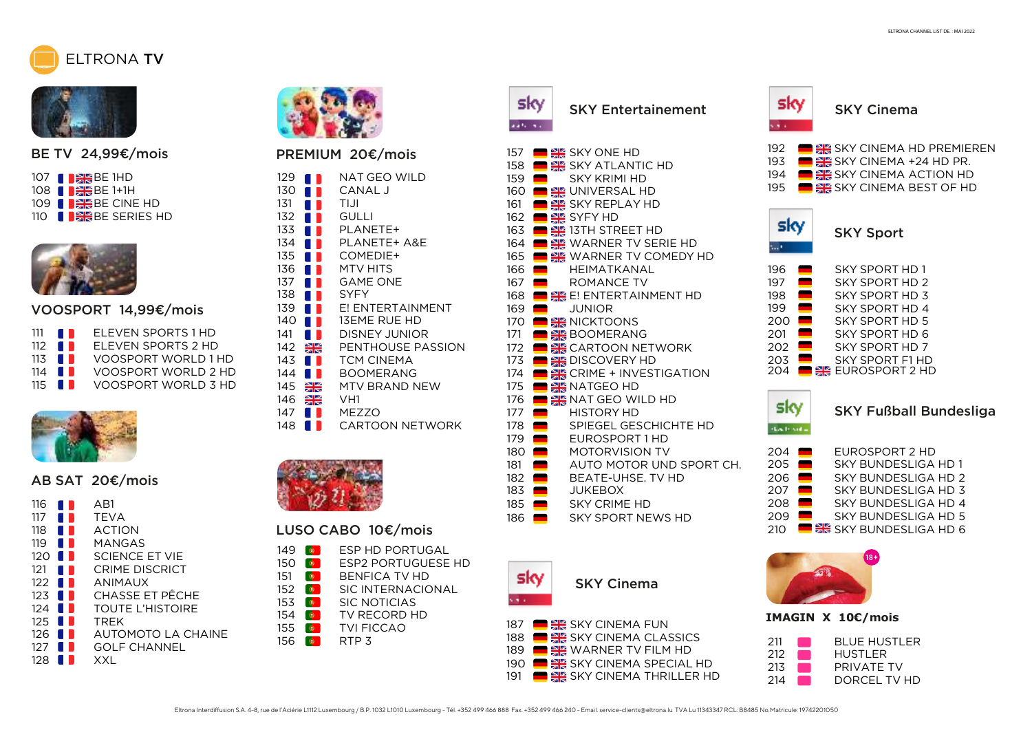# ELTRONA TV

## BE TV 24,99€/mois

107 BE 1HD
108 BE 1+1H
109 BE CINE HD
110 BE SERIES HD

## VOOSPORT 14,99€/mois

111 ELEVEN SPORTS 1 HD
112 ELEVEN SPORTS 2 HD
113 VOOSPORT WORLD 1 HD
114 VOOSPORT WORLD 2 HD
115 VOOSPORT WORLD 3 HD

## AB SAT 20€/mois

116 AB1
117 TEVA
118 ACTION
119 MANGAS
120 SCIENCE ET VIE
121 CRIME DISCRICT
122 ANIMAUX
123 CHASSE ET PÊCHE
124 TOUTE L'HISTOIRE
125 TREK
126 AUTOMOTO LA CHAINE
127 GOLF CHANNEL
128 XXL

## PREMIUM 20€/mois

129 NAT GEO WILD
130 CANAL J
131 TIJI
132 GULLI
133 PLANETE+
134 PLANETE+ A&E
135 COMEDIE+
136 MTV HITS
137 GAME ONE
138 SYFY
139 E! ENTERTAINMENT
140 13EME RUE HD
141 DISNEY JUNIOR
142 PENTHOUSE PASSION
143 TCM CINEMA
144 BOOMERANG
145 MTV BRAND NEW
146 VH1
147 MEZZO
148 CARTOON NETWORK

## LUSO CABO 10€/mois

149 ESP HD PORTUGAL
150 ESP2 PORTUGUESE HD
151 BENFICA TV HD
152 SIC INTERNACIONAL
153 SIC NOTICIAS
154 TV RECORD HD
155 TVI FICCAO
156 RTP 3

## SKY Entertainement

157 SKY ONE HD
158 SKY ATLANTIC HD
159 SKY KRIMI HD
160 UNIVERSAL HD
161 SKY REPLAY HD
162 SYFY HD
163 13TH STREET HD
164 WARNER TV SERIE HD
165 WARNER TV COMEDY HD
166 HEIMATKANAL
167 ROMANCE TV
168 E! ENTERTAINMENT HD
169 JUNIOR
170 NICKTOONS
171 BOOMERANG
172 CARTOON NETWORK
173 DISCOVERY HD
174 CRIME + INVESTIGATION
175 NATGEO HD
176 NAT GEO WILD HD
177 HISTORY HD
178 SPIEGEL GESCHICHTE HD
179 EUROSPORT 1 HD
180 MOTORVISION TV
181 AUTO MOTOR UND SPORT CH.
182 BEATE-UHSE. TV HD
183 JUKEBOX
185 SKY CRIME HD
186 SKY SPORT NEWS HD

## SKY Cinema

187 SKY CINEMA FUN
188 SKY CINEMA CLASSICS
189 WARNER TV FILM HD
190 SKY CINEMA SPECIAL HD
191 SKY CINEMA THRILLER HD

## SKY Cinema

192 SKY CINEMA HD PREMIEREN
193 SKY CINEMA +24 HD PR.
194 SKY CINEMA ACTION HD
195 SKY CINEMA BEST OF HD

## SKY Sport

196 SKY SPORT HD 1
197 SKY SPORT HD 2
198 SKY SPORT HD 3
199 SKY SPORT HD 4
200 SKY SPORT HD 5
201 SKY SPORT HD 6
202 SKY SPORT HD 7
203 SKY SPORT F1 HD
204 EUROSPORT 2 HD

## SKY Fußball Bundesliga

204 EUROSPORT 2 HD
205 SKY BUNDESLIGA HD 1
206 SKY BUNDESLIGA HD 2
207 SKY BUNDESLIGA HD 3
208 SKY BUNDESLIGA HD 4
209 SKY BUNDESLIGA HD 5
210 SKY BUNDESLIGA HD 6

## IMAGIN X 10€/mois

18+

211 BLUE HUSTLER
212 HUSTLER
213 PRIVATE TV
214 DORCEL TV HD

Eltrona Interdiffusion S.A. 4-8, rue de l'Aciérie L1112 Luxembourg / B.P. 1032 L1010 Luxembourg - Tél. +352 499 466 888 Fax. +352 499 466 240 - Email. service-clients@eltrona.lu TVA Lu 11343347 RCL: B8485 No.Matricule: 19742201050